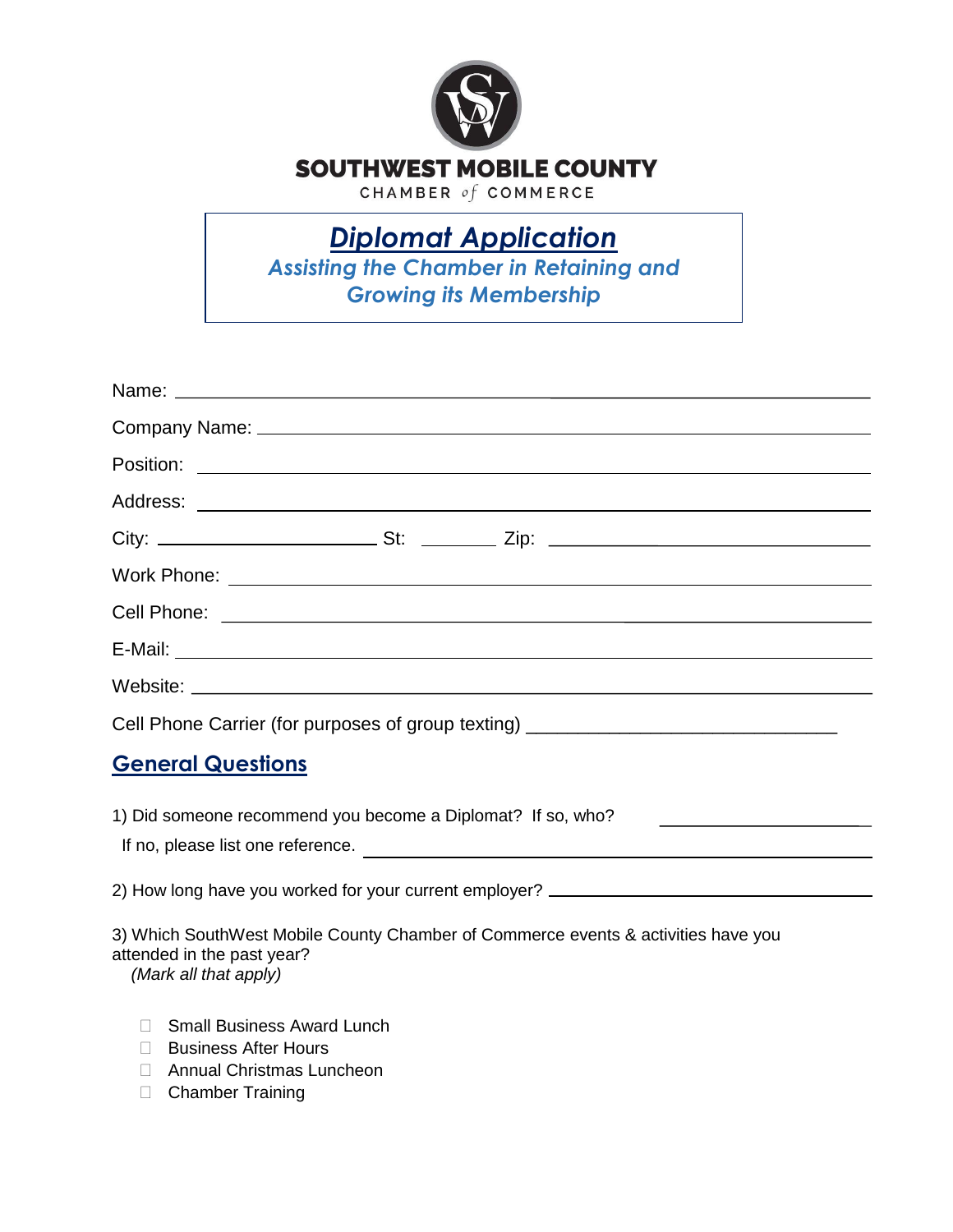**SOUTHWEST MOBILE COUNTY**
CHAMBER *of* COMMERCE

# *Diplomat Application*

*Assisting the Chamber in Retaining and Growing its Membership*

Name: ________________________________________________

Company Name: ________________________________________________

Position: ________________________________________________

Address: ________________________________________________

City: ____________________ St: ________ Zip: ____________________

Work Phone: ________________________________________________

Cell Phone: ________________________________________________

E-Mail: ________________________________________________

Website: ________________________________________________

Cell Phone Carrier (for purposes of group texting) ______________________________

## General Questions

1) Did someone recommend you become a Diplomat? If so, who? ____________________

If no, please list one reference. ________________________________________________

2) How long have you worked for your current employer? ______________________________

3) Which SouthWest Mobile County Chamber of Commerce events & activities have you attended in the past year?
*(Mark all that apply)*

- ☐ Small Business Award Lunch
- ☐ Business After Hours
- ☐ Annual Christmas Luncheon
- ☐ Chamber Training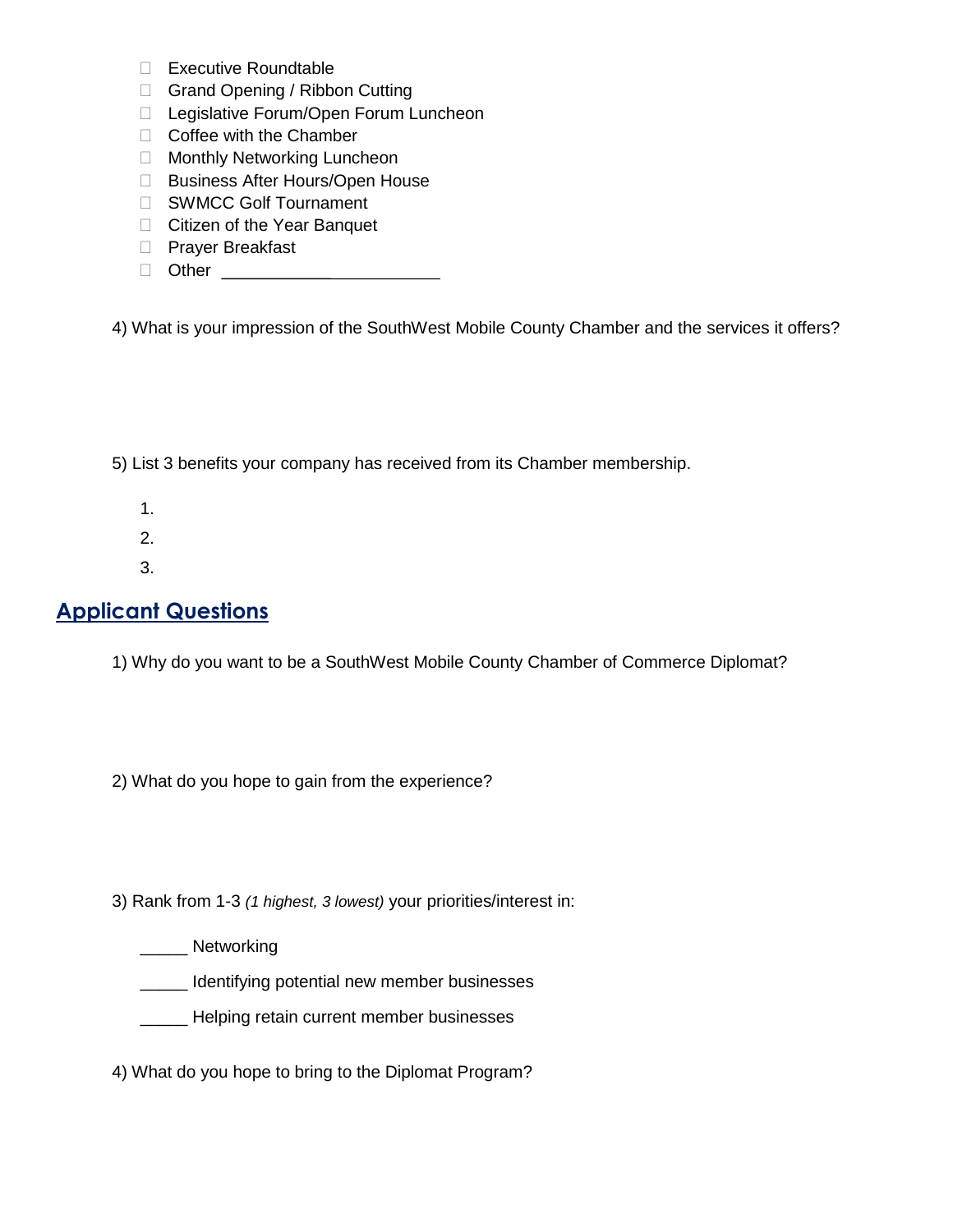- ☐ Executive Roundtable
- ☐ Grand Opening / Ribbon Cutting
- ☐ Legislative Forum/Open Forum Luncheon
- ☐ Coffee with the Chamber
- ☐ Monthly Networking Luncheon
- ☐ Business After Hours/Open House
- ☐ SWMCC Golf Tournament
- ☐ Citizen of the Year Banquet
- ☐ Prayer Breakfast
- ☐ Other ________________________

4) What is your impression of the SouthWest Mobile County Chamber and the services it offers?

5) List 3 benefits your company has received from its Chamber membership.

1.
2.
3.

## Applicant Questions

1) Why do you want to be a SouthWest Mobile County Chamber of Commerce Diplomat?

2) What do you hope to gain from the experience?

3) Rank from 1-3 *(1 highest, 3 lowest)* your priorities/interest in:

_____ Networking

_____ Identifying potential new member businesses

_____ Helping retain current member businesses

4) What do you hope to bring to the Diplomat Program?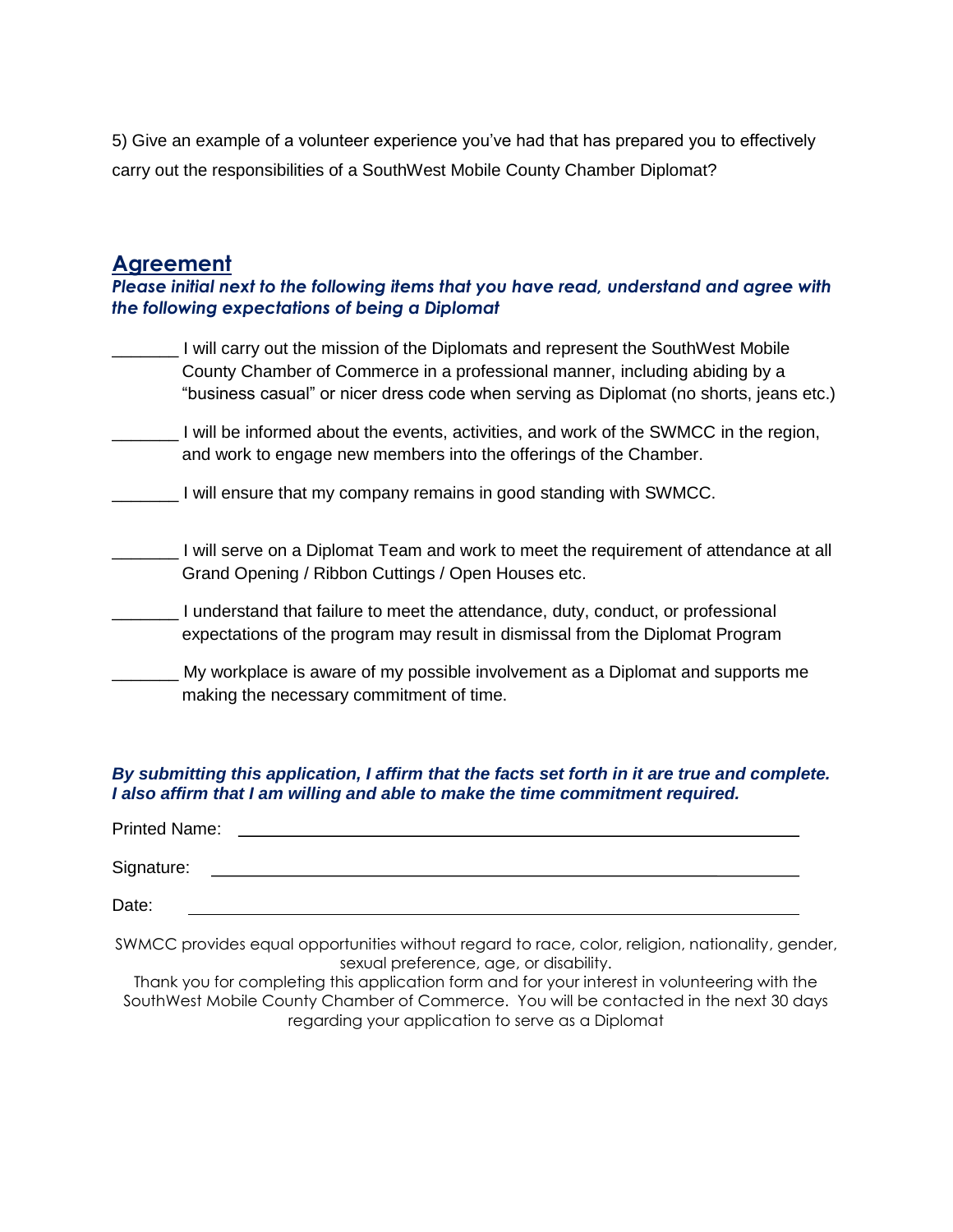5) Give an example of a volunteer experience you've had that has prepared you to effectively carry out the responsibilities of a SouthWest Mobile County Chamber Diplomat?

## Agreement

***Please initial next to the following items that you have read, understand and agree with the following expectations of being a Diplomat***

_______ I will carry out the mission of the Diplomats and represent the SouthWest Mobile County Chamber of Commerce in a professional manner, including abiding by a "business casual" or nicer dress code when serving as Diplomat (no shorts, jeans etc.)

_______ I will be informed about the events, activities, and work of the SWMCC in the region, and work to engage new members into the offerings of the Chamber.

_______ I will ensure that my company remains in good standing with SWMCC.

_______ I will serve on a Diplomat Team and work to meet the requirement of attendance at all Grand Opening / Ribbon Cuttings / Open Houses etc.

_______ I understand that failure to meet the attendance, duty, conduct, or professional expectations of the program may result in dismissal from the Diplomat Program

_______ My workplace is aware of my possible involvement as a Diplomat and supports me making the necessary commitment of time.

***By submitting this application, I affirm that the facts set forth in it are true and complete. I also affirm that I am willing and able to make the time commitment required.***

Printed Name: ______________________________________________

Signature: ______________________________________________

Date: ______________________________________________

SWMCC provides equal opportunities without regard to race, color, religion, nationality, gender, sexual preference, age, or disability.

Thank you for completing this application form and for your interest in volunteering with the SouthWest Mobile County Chamber of Commerce. You will be contacted in the next 30 days regarding your application to serve as a Diplomat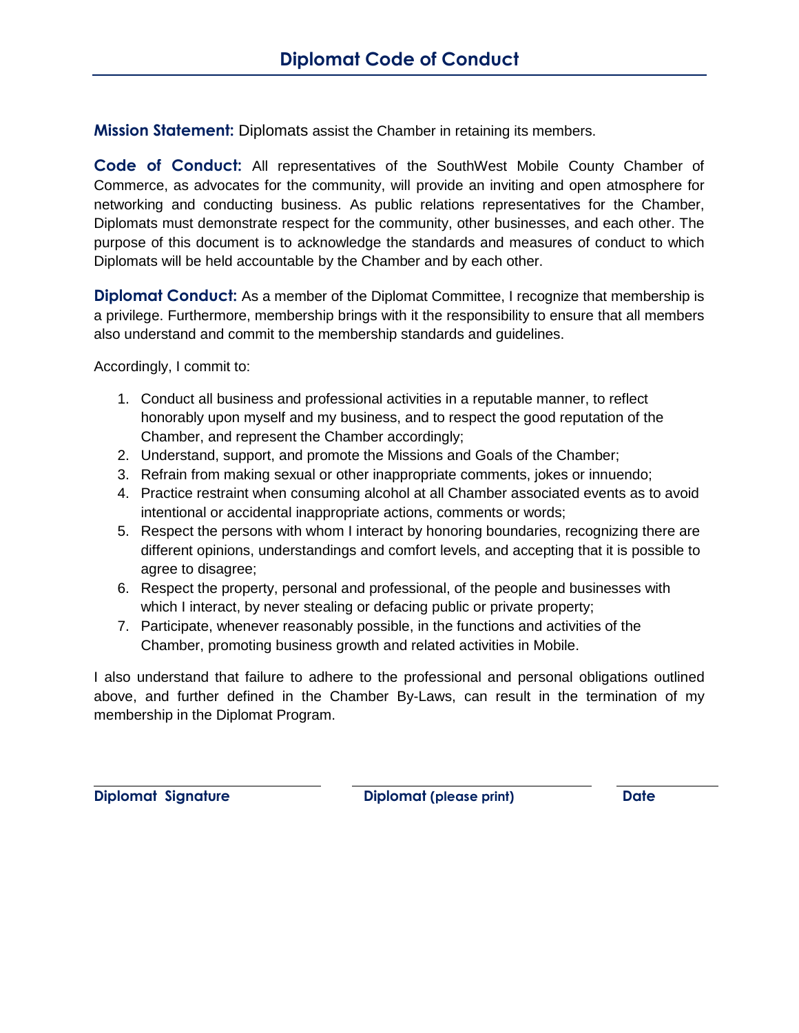# Diplomat Code of Conduct

**Mission Statement:** Diplomats assist the Chamber in retaining its members.

**Code of Conduct:** All representatives of the SouthWest Mobile County Chamber of Commerce, as advocates for the community, will provide an inviting and open atmosphere for networking and conducting business. As public relations representatives for the Chamber, Diplomats must demonstrate respect for the community, other businesses, and each other. The purpose of this document is to acknowledge the standards and measures of conduct to which Diplomats will be held accountable by the Chamber and by each other.

**Diplomat Conduct:** As a member of the Diplomat Committee, I recognize that membership is a privilege. Furthermore, membership brings with it the responsibility to ensure that all members also understand and commit to the membership standards and guidelines.

Accordingly, I commit to:

1. Conduct all business and professional activities in a reputable manner, to reflect honorably upon myself and my business, and to respect the good reputation of the Chamber, and represent the Chamber accordingly;
2. Understand, support, and promote the Missions and Goals of the Chamber;
3. Refrain from making sexual or other inappropriate comments, jokes or innuendo;
4. Practice restraint when consuming alcohol at all Chamber associated events as to avoid intentional or accidental inappropriate actions, comments or words;
5. Respect the persons with whom I interact by honoring boundaries, recognizing there are different opinions, understandings and comfort levels, and accepting that it is possible to agree to disagree;
6. Respect the property, personal and professional, of the people and businesses with which I interact, by never stealing or defacing public or private property;
7. Participate, whenever reasonably possible, in the functions and activities of the Chamber, promoting business growth and related activities in Mobile.

I also understand that failure to adhere to the professional and personal obligations outlined above, and further defined in the Chamber By-Laws, can result in the termination of my membership in the Diplomat Program.

\_\_\_\_\_\_\_\_\_\_\_\_\_\_\_\_\_\_\_\_\_\_\_\_\_\_ **Diplomat Signature**

\_\_\_\_\_\_\_\_\_\_\_\_\_\_\_\_\_\_\_\_\_\_\_\_\_\_ **Diplomat (please print)**

\_\_\_\_\_\_\_\_\_\_\_\_ **Date**